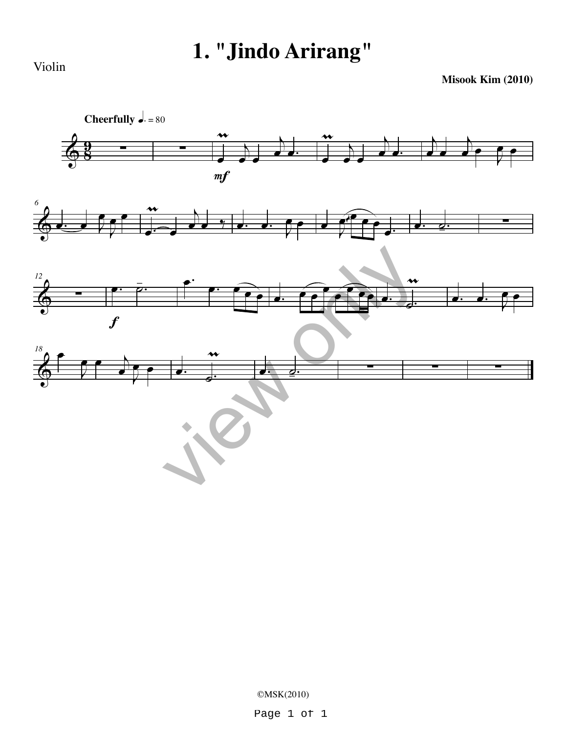# 1. "Jindo Arirang"

Violin

**Misook Kim (2010)**

**Cheerfully** ♩. = 80

©MSK(2010)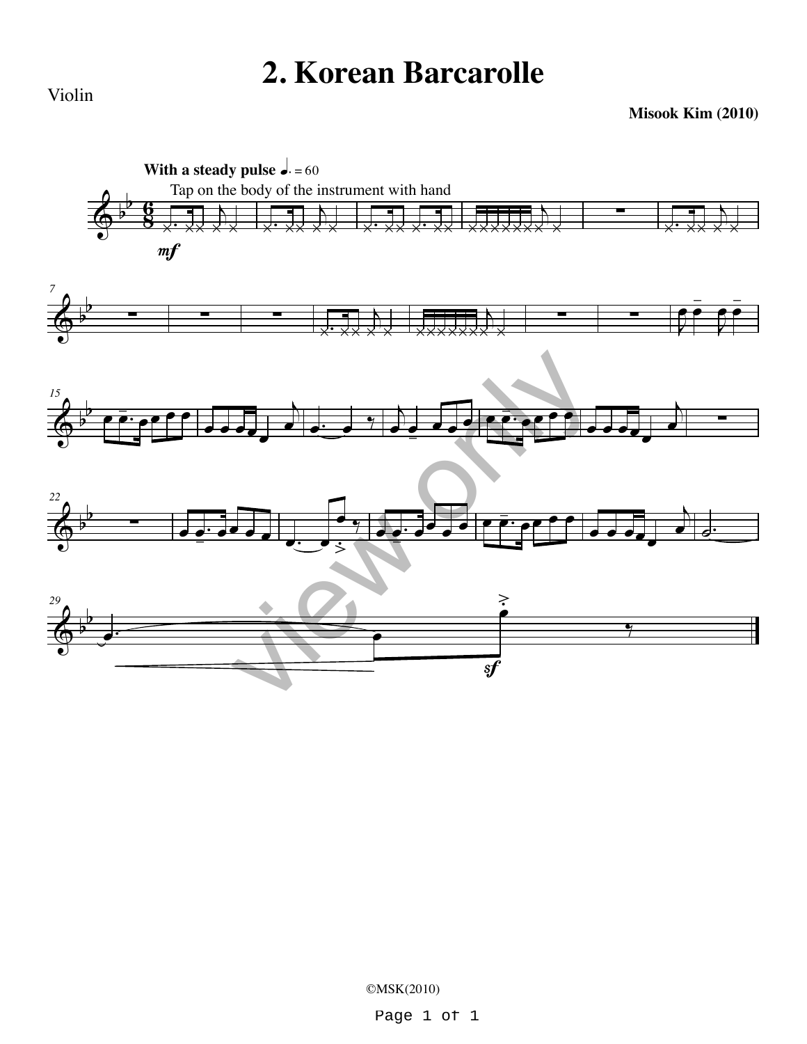# 2. Korean Barcarolle

Violin

**Misook Kim (2010)**

**With a steady pulse** ♩. = 60

Tap on the body of the instrument with hand

*mf*

*sf*

©MSK(2010)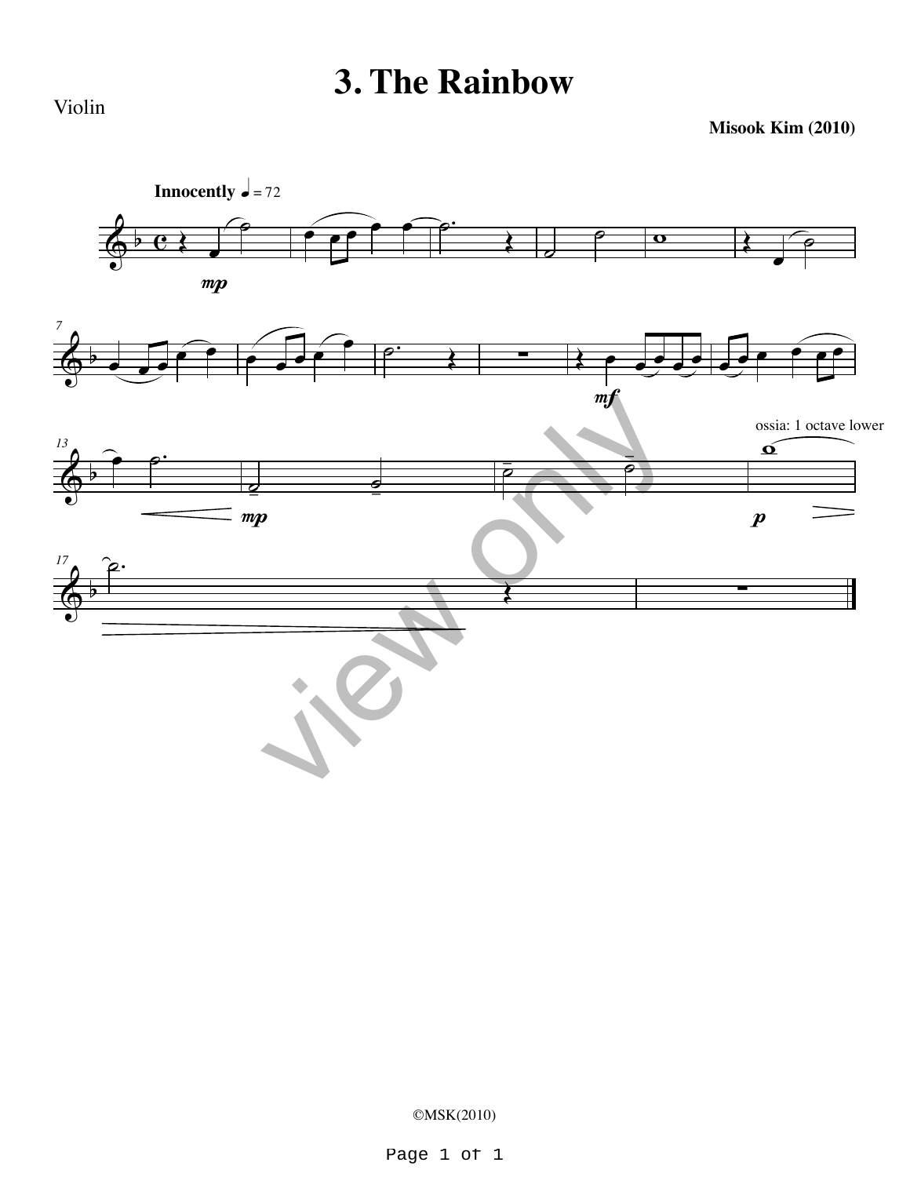# 3. The Rainbow

Violin

**Misook Kim (2010)**

**Innocently** ♩ = 72

ossia: 1 octave lower

©MSK(2010)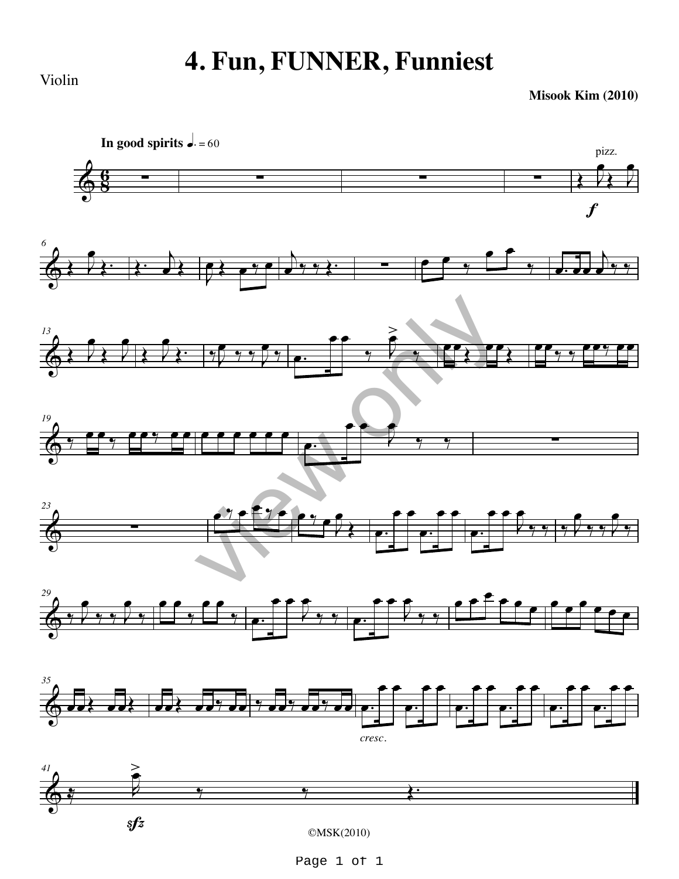# 4. Fun, FUNNER, Funniest

Violin

**Misook Kim (2010)**

**In good spirits** ♩. = 60

©MSK(2010)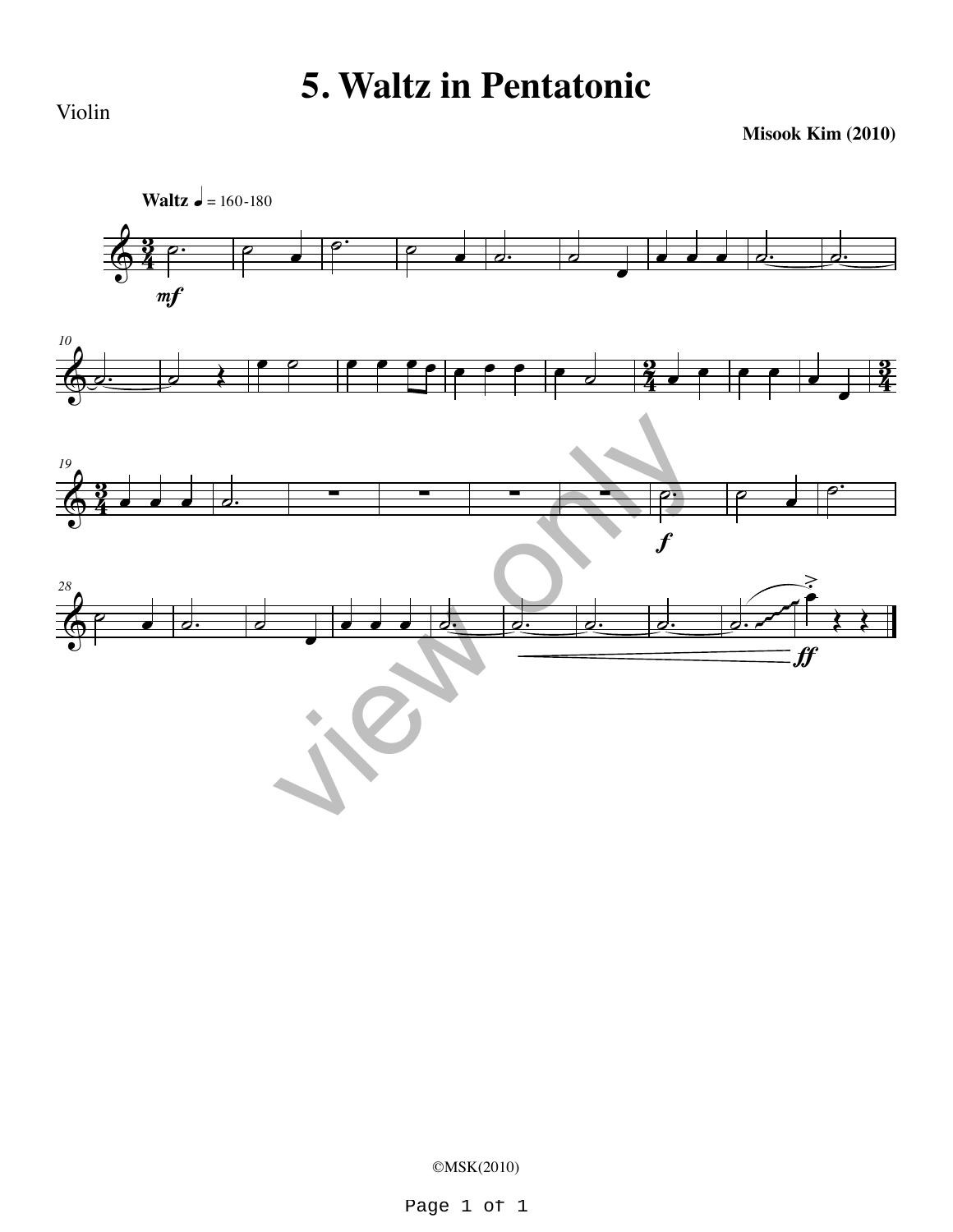# 5. Waltz in Pentatonic

Violin

**Misook Kim (2010)**

**Waltz** ♩ = 160-180

©MSK(2010)